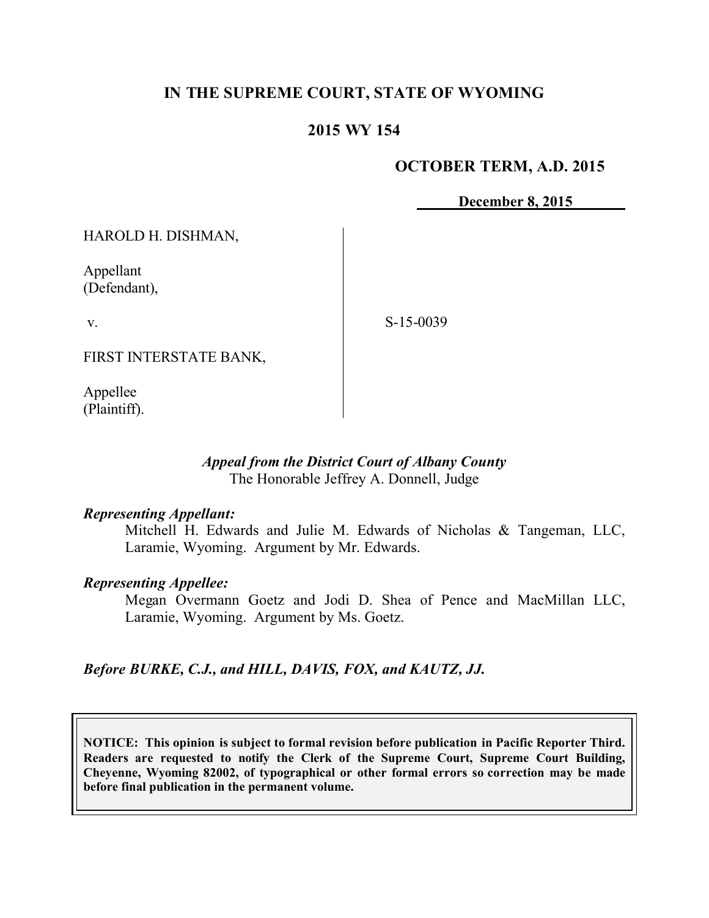# IN THE SUPREME COURT, STATE OF WYOMING

## 2015 WY 154

**OCTOBER TERM, A.D. 2015**

**December 8, 2015**

| | | |
|---|---|---|
| HAROLD H. DISHMAN,<br><br>Appellant<br>(Defendant),<br><br>v.<br><br>FIRST INTERSTATE BANK,<br><br>Appellee<br>(Plaintiff). | | S-15-0039 |

*Appeal from the District Court of Albany County*
The Honorable Jeffrey A. Donnell, Judge

***Representing Appellant:***

Mitchell H. Edwards and Julie M. Edwards of Nicholas & Tangeman, LLC, Laramie, Wyoming. Argument by Mr. Edwards.

***Representing Appellee:***

Megan Overmann Goetz and Jodi D. Shea of Pence and MacMillan LLC, Laramie, Wyoming. Argument by Ms. Goetz.

***Before BURKE, C.J., and HILL, DAVIS, FOX, and KAUTZ, JJ.***

**NOTICE: This opinion is subject to formal revision before publication in Pacific Reporter Third. Readers are requested to notify the Clerk of the Supreme Court, Supreme Court Building, Cheyenne, Wyoming 82002, of typographical or other formal errors so correction may be made before final publication in the permanent volume.**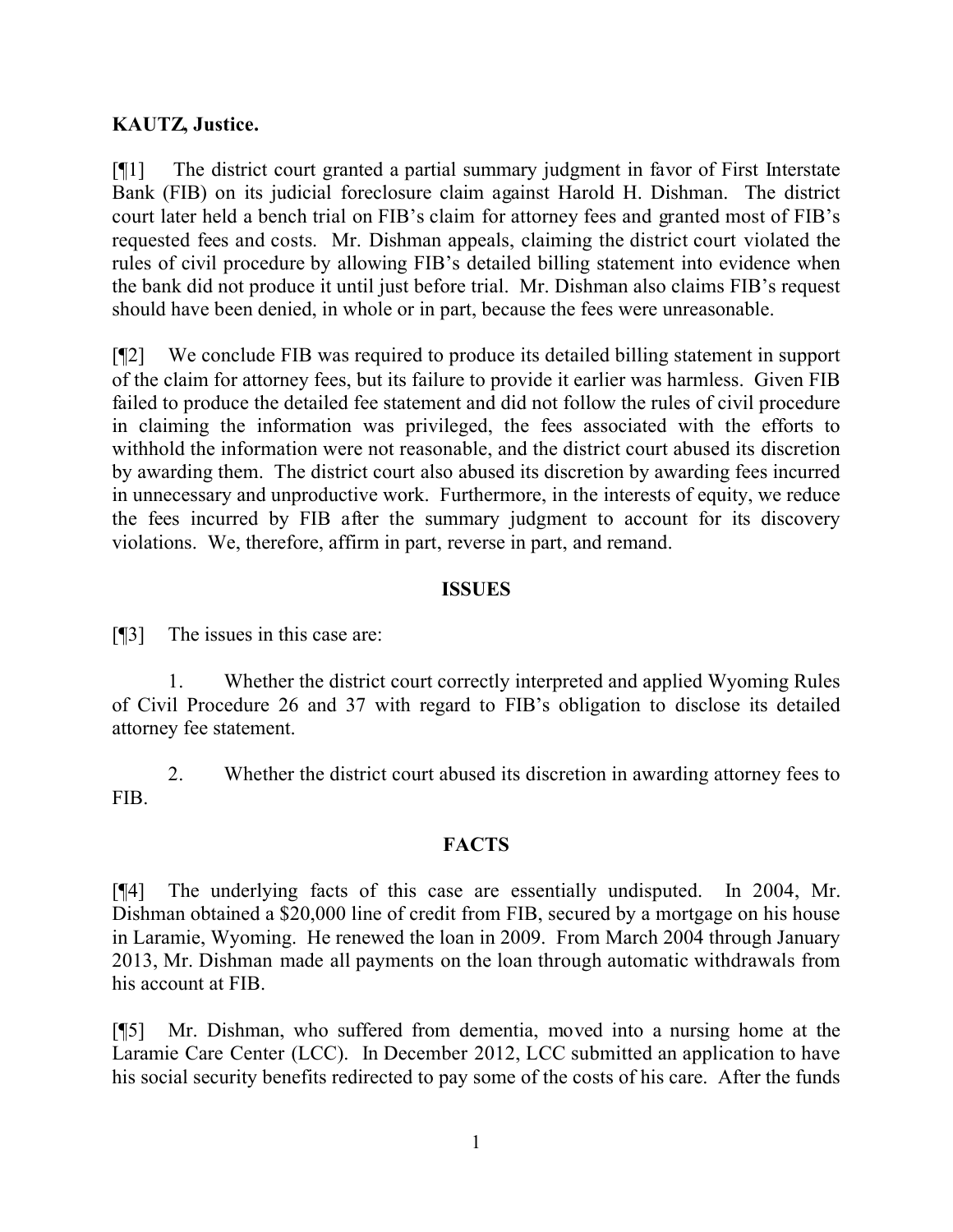**KAUTZ, Justice.**

[¶1] The district court granted a partial summary judgment in favor of First Interstate Bank (FIB) on its judicial foreclosure claim against Harold H. Dishman. The district court later held a bench trial on FIB's claim for attorney fees and granted most of FIB's requested fees and costs. Mr. Dishman appeals, claiming the district court violated the rules of civil procedure by allowing FIB's detailed billing statement into evidence when the bank did not produce it until just before trial. Mr. Dishman also claims FIB's request should have been denied, in whole or in part, because the fees were unreasonable.

[¶2] We conclude FIB was required to produce its detailed billing statement in support of the claim for attorney fees, but its failure to provide it earlier was harmless. Given FIB failed to produce the detailed fee statement and did not follow the rules of civil procedure in claiming the information was privileged, the fees associated with the efforts to withhold the information were not reasonable, and the district court abused its discretion by awarding them. The district court also abused its discretion by awarding fees incurred in unnecessary and unproductive work. Furthermore, in the interests of equity, we reduce the fees incurred by FIB after the summary judgment to account for its discovery violations. We, therefore, affirm in part, reverse in part, and remand.

## ISSUES

[¶3] The issues in this case are:

1. Whether the district court correctly interpreted and applied Wyoming Rules of Civil Procedure 26 and 37 with regard to FIB's obligation to disclose its detailed attorney fee statement.

2. Whether the district court abused its discretion in awarding attorney fees to FIB.

## FACTS

[¶4] The underlying facts of this case are essentially undisputed. In 2004, Mr. Dishman obtained a $20,000 line of credit from FIB, secured by a mortgage on his house in Laramie, Wyoming. He renewed the loan in 2009. From March 2004 through January 2013, Mr. Dishman made all payments on the loan through automatic withdrawals from his account at FIB.

[¶5] Mr. Dishman, who suffered from dementia, moved into a nursing home at the Laramie Care Center (LCC). In December 2012, LCC submitted an application to have his social security benefits redirected to pay some of the costs of his care. After the funds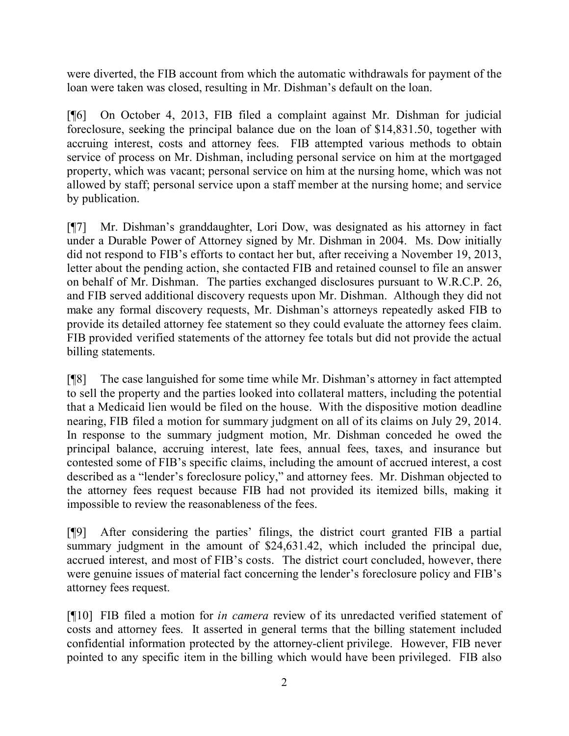were diverted, the FIB account from which the automatic withdrawals for payment of the loan were taken was closed, resulting in Mr. Dishman's default on the loan.

[¶6] On October 4, 2013, FIB filed a complaint against Mr. Dishman for judicial foreclosure, seeking the principal balance due on the loan of $14,831.50, together with accruing interest, costs and attorney fees. FIB attempted various methods to obtain service of process on Mr. Dishman, including personal service on him at the mortgaged property, which was vacant; personal service on him at the nursing home, which was not allowed by staff; personal service upon a staff member at the nursing home; and service by publication.

[¶7] Mr. Dishman's granddaughter, Lori Dow, was designated as his attorney in fact under a Durable Power of Attorney signed by Mr. Dishman in 2004. Ms. Dow initially did not respond to FIB's efforts to contact her but, after receiving a November 19, 2013, letter about the pending action, she contacted FIB and retained counsel to file an answer on behalf of Mr. Dishman. The parties exchanged disclosures pursuant to W.R.C.P. 26, and FIB served additional discovery requests upon Mr. Dishman. Although they did not make any formal discovery requests, Mr. Dishman's attorneys repeatedly asked FIB to provide its detailed attorney fee statement so they could evaluate the attorney fees claim. FIB provided verified statements of the attorney fee totals but did not provide the actual billing statements.

[¶8] The case languished for some time while Mr. Dishman's attorney in fact attempted to sell the property and the parties looked into collateral matters, including the potential that a Medicaid lien would be filed on the house. With the dispositive motion deadline nearing, FIB filed a motion for summary judgment on all of its claims on July 29, 2014. In response to the summary judgment motion, Mr. Dishman conceded he owed the principal balance, accruing interest, late fees, annual fees, taxes, and insurance but contested some of FIB's specific claims, including the amount of accrued interest, a cost described as a "lender's foreclosure policy," and attorney fees. Mr. Dishman objected to the attorney fees request because FIB had not provided its itemized bills, making it impossible to review the reasonableness of the fees.

[¶9] After considering the parties' filings, the district court granted FIB a partial summary judgment in the amount of $24,631.42, which included the principal due, accrued interest, and most of FIB's costs. The district court concluded, however, there were genuine issues of material fact concerning the lender's foreclosure policy and FIB's attorney fees request.

[¶10] FIB filed a motion for *in camera* review of its unredacted verified statement of costs and attorney fees. It asserted in general terms that the billing statement included confidential information protected by the attorney-client privilege. However, FIB never pointed to any specific item in the billing which would have been privileged. FIB also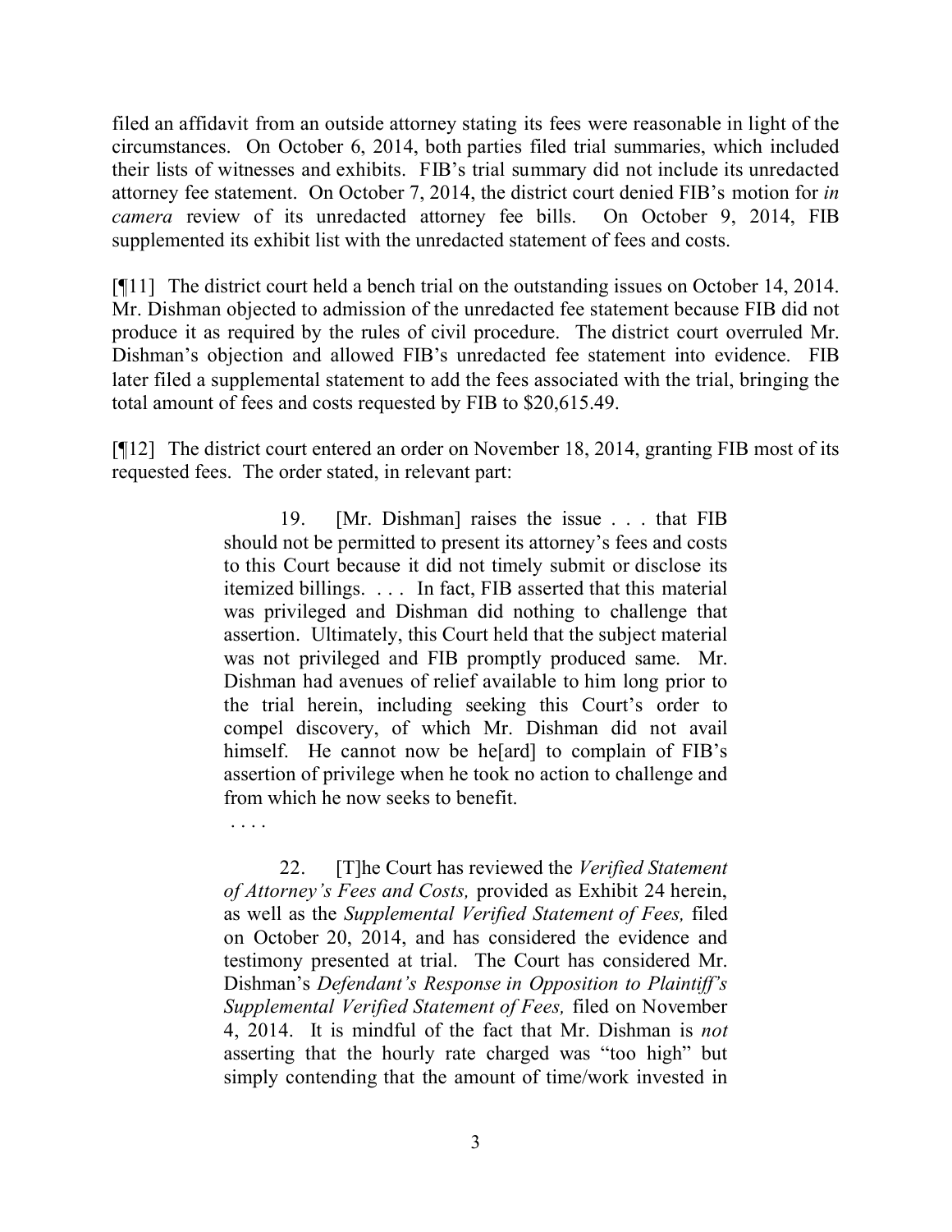filed an affidavit from an outside attorney stating its fees were reasonable in light of the circumstances. On October 6, 2014, both parties filed trial summaries, which included their lists of witnesses and exhibits. FIB's trial summary did not include its unredacted attorney fee statement. On October 7, 2014, the district court denied FIB's motion for *in camera* review of its unredacted attorney fee bills. On October 9, 2014, FIB supplemented its exhibit list with the unredacted statement of fees and costs.

[¶11] The district court held a bench trial on the outstanding issues on October 14, 2014. Mr. Dishman objected to admission of the unredacted fee statement because FIB did not produce it as required by the rules of civil procedure. The district court overruled Mr. Dishman's objection and allowed FIB's unredacted fee statement into evidence. FIB later filed a supplemental statement to add the fees associated with the trial, bringing the total amount of fees and costs requested by FIB to $20,615.49.

[¶12] The district court entered an order on November 18, 2014, granting FIB most of its requested fees. The order stated, in relevant part:

> 19. [Mr. Dishman] raises the issue . . . that FIB should not be permitted to present its attorney's fees and costs to this Court because it did not timely submit or disclose its itemized billings. . . . In fact, FIB asserted that this material was privileged and Dishman did nothing to challenge that assertion. Ultimately, this Court held that the subject material was not privileged and FIB promptly produced same. Mr. Dishman had avenues of relief available to him long prior to the trial herein, including seeking this Court's order to compel discovery, of which Mr. Dishman did not avail himself. He cannot now be he[ard] to complain of FIB's assertion of privilege when he took no action to challenge and from which he now seeks to benefit.
>
> . . . .
>
> 22. [T]he Court has reviewed the *Verified Statement of Attorney's Fees and Costs,* provided as Exhibit 24 herein, as well as the *Supplemental Verified Statement of Fees,* filed on October 20, 2014, and has considered the evidence and testimony presented at trial. The Court has considered Mr. Dishman's *Defendant's Response in Opposition to Plaintiff's Supplemental Verified Statement of Fees,* filed on November 4, 2014. It is mindful of the fact that Mr. Dishman is *not* asserting that the hourly rate charged was "too high" but simply contending that the amount of time/work invested in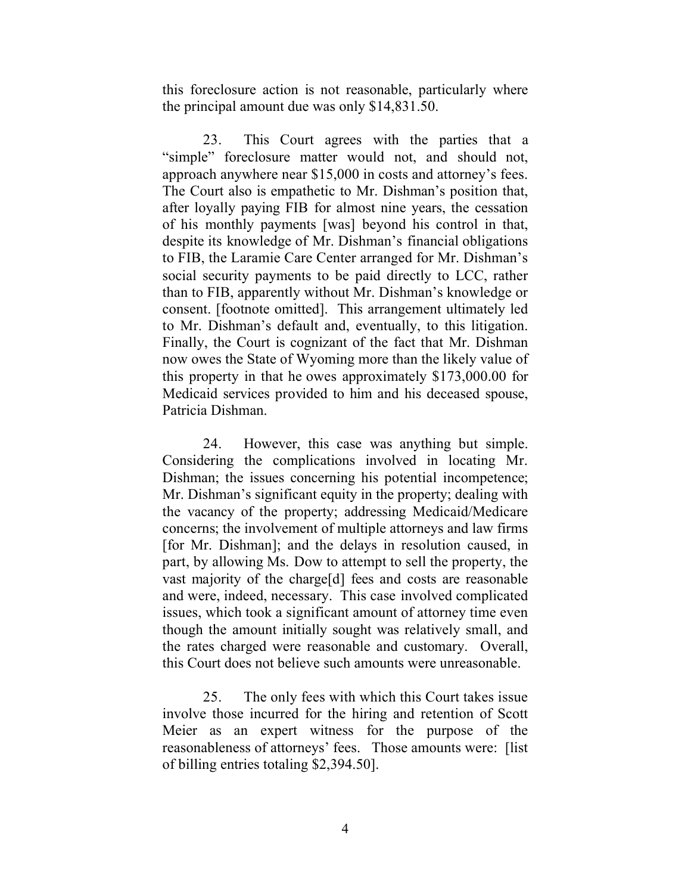this foreclosure action is not reasonable, particularly where the principal amount due was only $14,831.50.

23. This Court agrees with the parties that a "simple" foreclosure matter would not, and should not, approach anywhere near $15,000 in costs and attorney's fees. The Court also is empathetic to Mr. Dishman's position that, after loyally paying FIB for almost nine years, the cessation of his monthly payments [was] beyond his control in that, despite its knowledge of Mr. Dishman's financial obligations to FIB, the Laramie Care Center arranged for Mr. Dishman's social security payments to be paid directly to LCC, rather than to FIB, apparently without Mr. Dishman's knowledge or consent. [footnote omitted]. This arrangement ultimately led to Mr. Dishman's default and, eventually, to this litigation. Finally, the Court is cognizant of the fact that Mr. Dishman now owes the State of Wyoming more than the likely value of this property in that he owes approximately $173,000.00 for Medicaid services provided to him and his deceased spouse, Patricia Dishman.

24. However, this case was anything but simple. Considering the complications involved in locating Mr. Dishman; the issues concerning his potential incompetence; Mr. Dishman's significant equity in the property; dealing with the vacancy of the property; addressing Medicaid/Medicare concerns; the involvement of multiple attorneys and law firms [for Mr. Dishman]; and the delays in resolution caused, in part, by allowing Ms. Dow to attempt to sell the property, the vast majority of the charge[d] fees and costs are reasonable and were, indeed, necessary. This case involved complicated issues, which took a significant amount of attorney time even though the amount initially sought was relatively small, and the rates charged were reasonable and customary. Overall, this Court does not believe such amounts were unreasonable.

25. The only fees with which this Court takes issue involve those incurred for the hiring and retention of Scott Meier as an expert witness for the purpose of the reasonableness of attorneys' fees. Those amounts were: [list of billing entries totaling $2,394.50].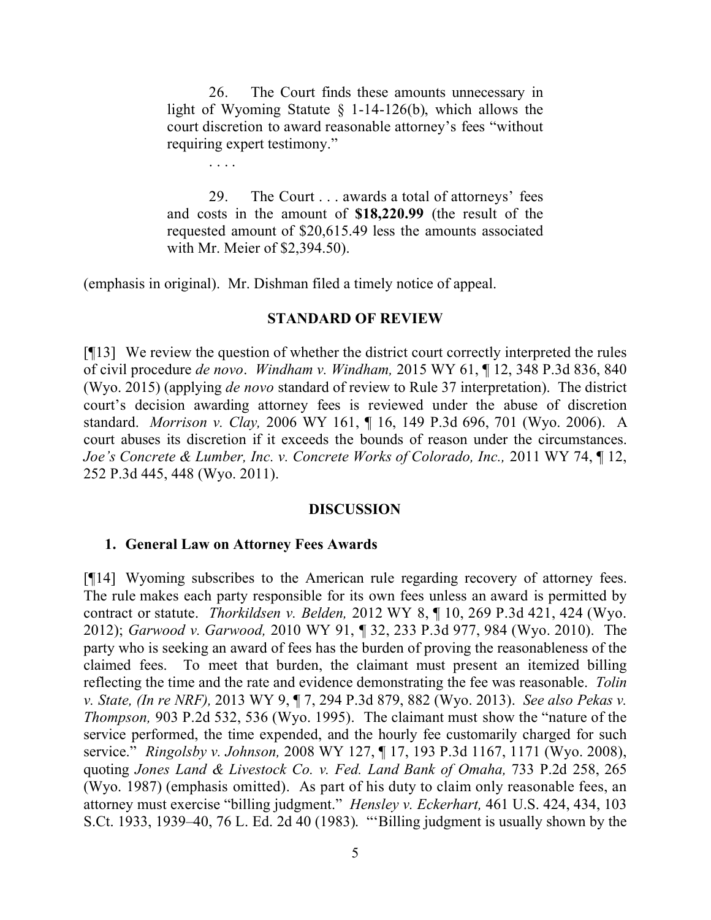> 26. The Court finds these amounts unnecessary in light of Wyoming Statute § 1-14-126(b), which allows the court discretion to award reasonable attorney's fees "without requiring expert testimony."
>
> . . . .
>
> 29. The Court . . . awards a total of attorneys' fees and costs in the amount of **$18,220.99** (the result of the requested amount of $20,615.49 less the amounts associated with Mr. Meier of $2,394.50).

(emphasis in original). Mr. Dishman filed a timely notice of appeal.

## STANDARD OF REVIEW

[¶13] We review the question of whether the district court correctly interpreted the rules of civil procedure *de novo*. *Windham v. Windham,* 2015 WY 61, ¶ 12, 348 P.3d 836, 840 (Wyo. 2015) (applying *de novo* standard of review to Rule 37 interpretation). The district court's decision awarding attorney fees is reviewed under the abuse of discretion standard. *Morrison v. Clay,* 2006 WY 161, ¶ 16, 149 P.3d 696, 701 (Wyo. 2006). A court abuses its discretion if it exceeds the bounds of reason under the circumstances. *Joe's Concrete & Lumber, Inc. v. Concrete Works of Colorado, Inc.,* 2011 WY 74, ¶ 12, 252 P.3d 445, 448 (Wyo. 2011).

## DISCUSSION

### 1. General Law on Attorney Fees Awards

[¶14] Wyoming subscribes to the American rule regarding recovery of attorney fees. The rule makes each party responsible for its own fees unless an award is permitted by contract or statute. *Thorkildsen v. Belden,* 2012 WY 8, ¶ 10, 269 P.3d 421, 424 (Wyo. 2012); *Garwood v. Garwood,* 2010 WY 91, ¶ 32, 233 P.3d 977, 984 (Wyo. 2010). The party who is seeking an award of fees has the burden of proving the reasonableness of the claimed fees. To meet that burden, the claimant must present an itemized billing reflecting the time and the rate and evidence demonstrating the fee was reasonable. *Tolin v. State, (In re NRF),* 2013 WY 9, ¶ 7, 294 P.3d 879, 882 (Wyo. 2013). *See also Pekas v. Thompson,* 903 P.2d 532, 536 (Wyo. 1995). The claimant must show the "nature of the service performed, the time expended, and the hourly fee customarily charged for such service." *Ringolsby v. Johnson,* 2008 WY 127, ¶ 17, 193 P.3d 1167, 1171 (Wyo. 2008), quoting *Jones Land & Livestock Co. v. Fed. Land Bank of Omaha,* 733 P.2d 258, 265 (Wyo. 1987) (emphasis omitted). As part of his duty to claim only reasonable fees, an attorney must exercise "billing judgment." *Hensley v. Eckerhart,* 461 U.S. 424, 434, 103 S.Ct. 1933, 1939–40, 76 L. Ed. 2d 40 (1983). "'Billing judgment is usually shown by the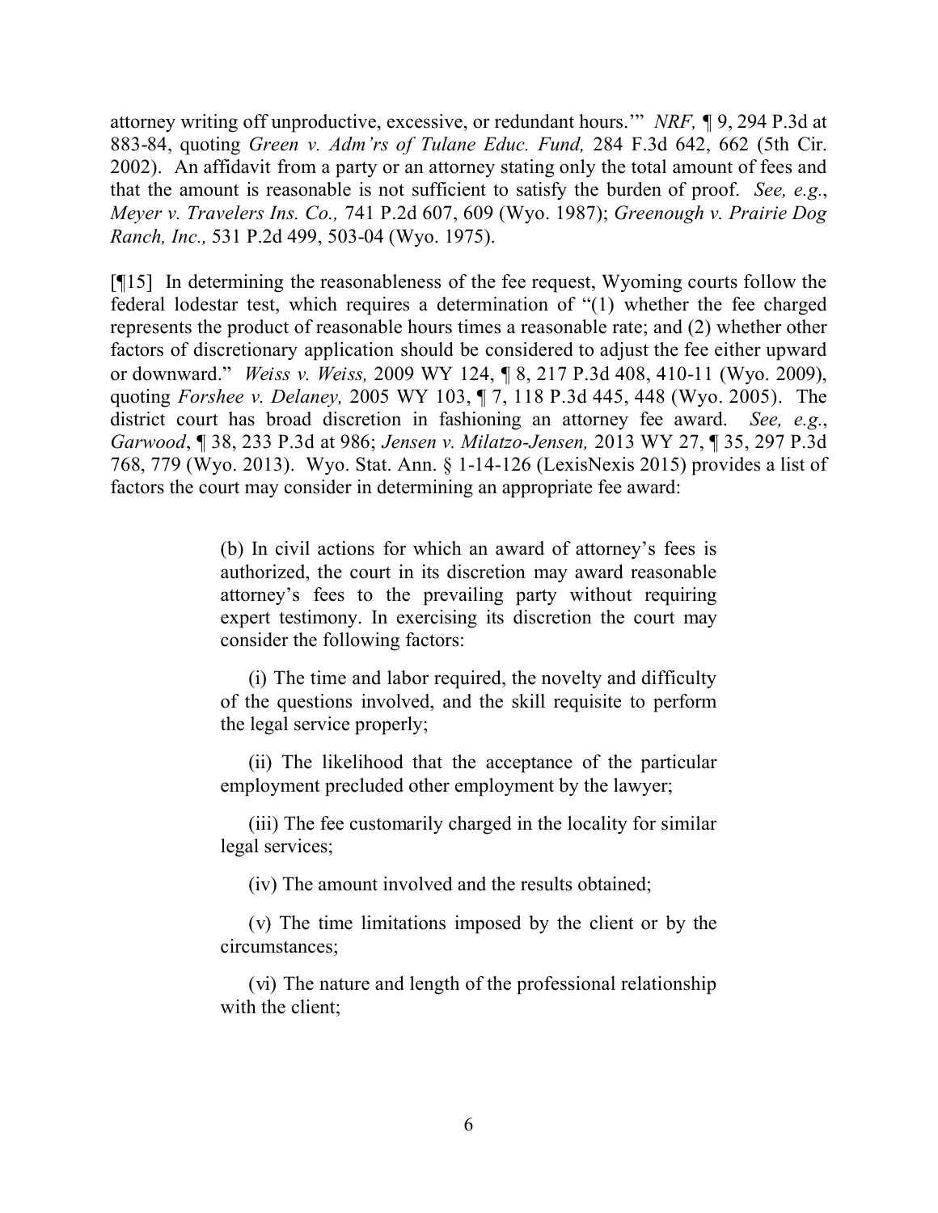attorney writing off unproductive, excessive, or redundant hours.'" *NRF,* ¶ 9, 294 P.3d at 883-84, quoting *Green v. Adm'rs of Tulane Educ. Fund,* 284 F.3d 642, 662 (5th Cir. 2002). An affidavit from a party or an attorney stating only the total amount of fees and that the amount is reasonable is not sufficient to satisfy the burden of proof. *See, e.g.*, *Meyer v. Travelers Ins. Co.,* 741 P.2d 607, 609 (Wyo. 1987); *Greenough v. Prairie Dog Ranch, Inc.,* 531 P.2d 499, 503-04 (Wyo. 1975).

[¶15] In determining the reasonableness of the fee request, Wyoming courts follow the federal lodestar test, which requires a determination of "(1) whether the fee charged represents the product of reasonable hours times a reasonable rate; and (2) whether other factors of discretionary application should be considered to adjust the fee either upward or downward." *Weiss v. Weiss,* 2009 WY 124, ¶ 8, 217 P.3d 408, 410-11 (Wyo. 2009), quoting *Forshee v. Delaney,* 2005 WY 103, ¶ 7, 118 P.3d 445, 448 (Wyo. 2005). The district court has broad discretion in fashioning an attorney fee award. *See, e.g.*, *Garwood*, ¶ 38, 233 P.3d at 986; *Jensen v. Milatzo-Jensen,* 2013 WY 27, ¶ 35, 297 P.3d 768, 779 (Wyo. 2013). Wyo. Stat. Ann. § 1-14-126 (LexisNexis 2015) provides a list of factors the court may consider in determining an appropriate fee award:

> (b) In civil actions for which an award of attorney's fees is authorized, the court in its discretion may award reasonable attorney's fees to the prevailing party without requiring expert testimony. In exercising its discretion the court may consider the following factors:
>
> (i) The time and labor required, the novelty and difficulty of the questions involved, and the skill requisite to perform the legal service properly;
>
> (ii) The likelihood that the acceptance of the particular employment precluded other employment by the lawyer;
>
> (iii) The fee customarily charged in the locality for similar legal services;
>
> (iv) The amount involved and the results obtained;
>
> (v) The time limitations imposed by the client or by the circumstances;
>
> (vi) The nature and length of the professional relationship with the client;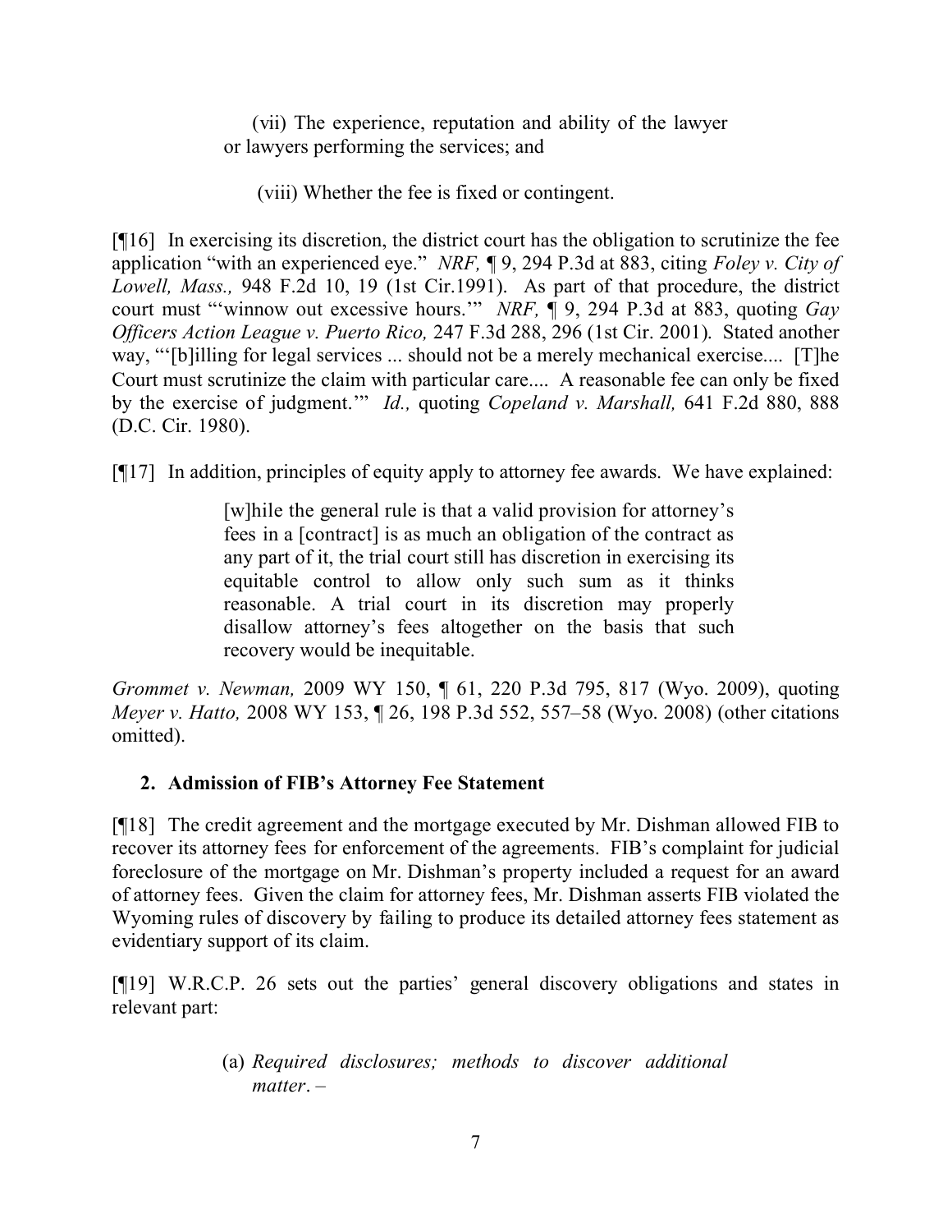> (vii) The experience, reputation and ability of the lawyer or lawyers performing the services; and
>
> (viii) Whether the fee is fixed or contingent.

[¶16] In exercising its discretion, the district court has the obligation to scrutinize the fee application "with an experienced eye." *NRF,* ¶ 9, 294 P.3d at 883, citing *Foley v. City of Lowell, Mass.,* 948 F.2d 10, 19 (1st Cir.1991). As part of that procedure, the district court must "'winnow out excessive hours.'" *NRF,* ¶ 9, 294 P.3d at 883, quoting *Gay Officers Action League v. Puerto Rico,* 247 F.3d 288, 296 (1st Cir. 2001). Stated another way, "'[b]illing for legal services ... should not be a merely mechanical exercise.... [T]he Court must scrutinize the claim with particular care.... A reasonable fee can only be fixed by the exercise of judgment.'" *Id.,* quoting *Copeland v. Marshall,* 641 F.2d 880, 888 (D.C. Cir. 1980).

[¶17] In addition, principles of equity apply to attorney fee awards. We have explained:

> [w]hile the general rule is that a valid provision for attorney's fees in a [contract] is as much an obligation of the contract as any part of it, the trial court still has discretion in exercising its equitable control to allow only such sum as it thinks reasonable. A trial court in its discretion may properly disallow attorney's fees altogether on the basis that such recovery would be inequitable.

*Grommet v. Newman,* 2009 WY 150, ¶ 61, 220 P.3d 795, 817 (Wyo. 2009), quoting *Meyer v. Hatto,* 2008 WY 153, ¶ 26, 198 P.3d 552, 557–58 (Wyo. 2008) (other citations omitted).

### 2. Admission of FIB's Attorney Fee Statement

[¶18] The credit agreement and the mortgage executed by Mr. Dishman allowed FIB to recover its attorney fees for enforcement of the agreements. FIB's complaint for judicial foreclosure of the mortgage on Mr. Dishman's property included a request for an award of attorney fees. Given the claim for attorney fees, Mr. Dishman asserts FIB violated the Wyoming rules of discovery by failing to produce its detailed attorney fees statement as evidentiary support of its claim.

[¶19] W.R.C.P. 26 sets out the parties' general discovery obligations and states in relevant part:

> (a) *Required disclosures; methods to discover additional matter*. –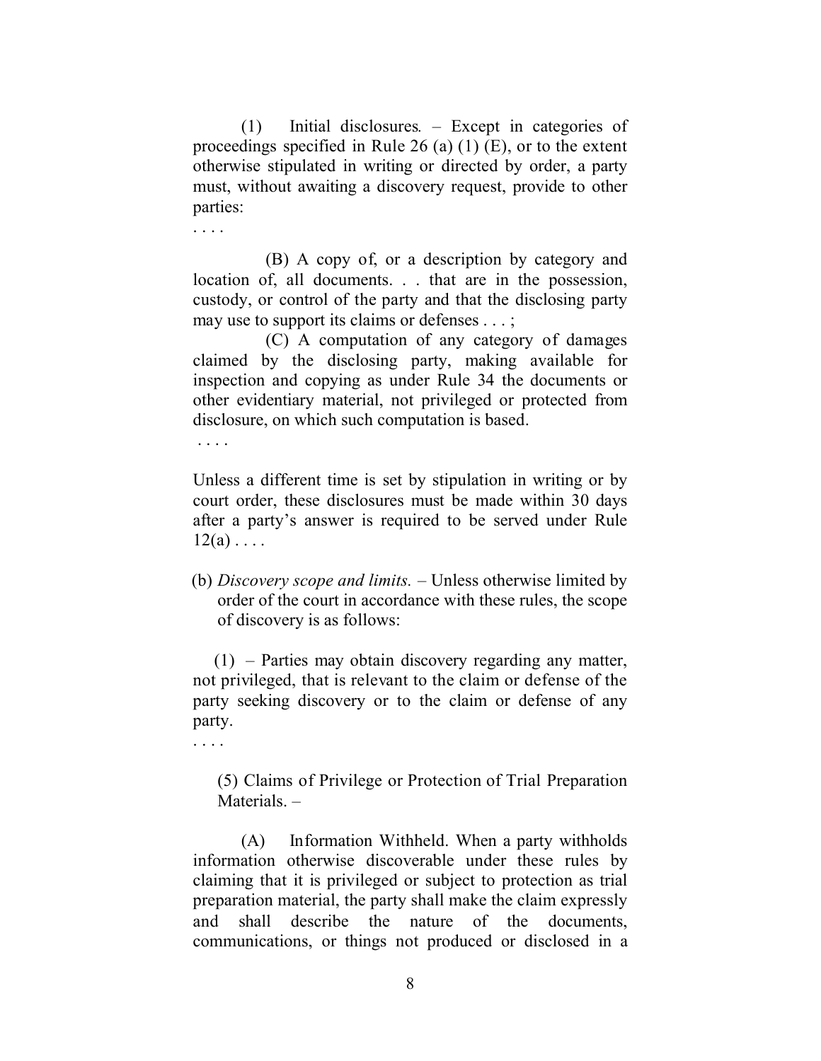(1) Initial disclosures. – Except in categories of proceedings specified in Rule 26 (a) (1) (E), or to the extent otherwise stipulated in writing or directed by order, a party must, without awaiting a discovery request, provide to other parties:

. . . .

(B) A copy of, or a description by category and location of, all documents. . . that are in the possession, custody, or control of the party and that the disclosing party may use to support its claims or defenses . . . ;

(C) A computation of any category of damages claimed by the disclosing party, making available for inspection and copying as under Rule 34 the documents or other evidentiary material, not privileged or protected from disclosure, on which such computation is based.

. . . .

Unless a different time is set by stipulation in writing or by court order, these disclosures must be made within 30 days after a party's answer is required to be served under Rule 12(a) . . . .

(b) *Discovery scope and limits.* – Unless otherwise limited by order of the court in accordance with these rules, the scope of discovery is as follows:

(1) – Parties may obtain discovery regarding any matter, not privileged, that is relevant to the claim or defense of the party seeking discovery or to the claim or defense of any party.

. . . .

(5) Claims of Privilege or Protection of Trial Preparation Materials. –

(A) Information Withheld. When a party withholds information otherwise discoverable under these rules by claiming that it is privileged or subject to protection as trial preparation material, the party shall make the claim expressly and shall describe the nature of the documents, communications, or things not produced or disclosed in a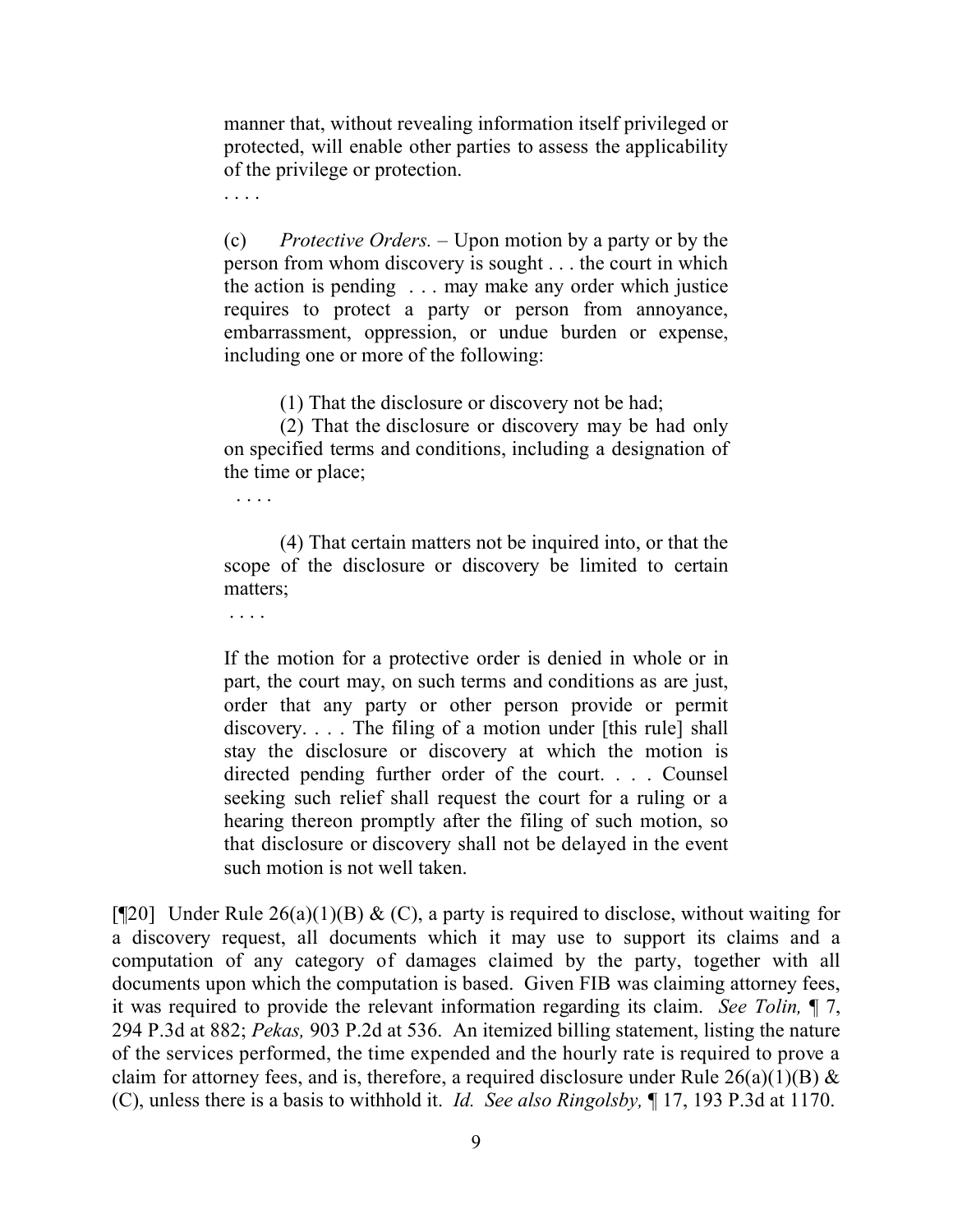> manner that, without revealing information itself privileged or protected, will enable other parties to assess the applicability of the privilege or protection.
>
> . . . .
>
> (c) *Protective Orders.* – Upon motion by a party or by the person from whom discovery is sought . . . the court in which the action is pending . . . may make any order which justice requires to protect a party or person from annoyance, embarrassment, oppression, or undue burden or expense, including one or more of the following:
>
> (1) That the disclosure or discovery not be had;
>
> (2) That the disclosure or discovery may be had only on specified terms and conditions, including a designation of the time or place;
>
> . . . .
>
> (4) That certain matters not be inquired into, or that the scope of the disclosure or discovery be limited to certain matters;
>
> . . . .
>
> If the motion for a protective order is denied in whole or in part, the court may, on such terms and conditions as are just, order that any party or other person provide or permit discovery. . . . The filing of a motion under [this rule] shall stay the disclosure or discovery at which the motion is directed pending further order of the court. . . . Counsel seeking such relief shall request the court for a ruling or a hearing thereon promptly after the filing of such motion, so that disclosure or discovery shall not be delayed in the event such motion is not well taken.

[¶20] Under Rule 26(a)(1)(B) & (C), a party is required to disclose, without waiting for a discovery request, all documents which it may use to support its claims and a computation of any category of damages claimed by the party, together with all documents upon which the computation is based. Given FIB was claiming attorney fees, it was required to provide the relevant information regarding its claim. *See Tolin,* ¶ 7, 294 P.3d at 882; *Pekas,* 903 P.2d at 536. An itemized billing statement, listing the nature of the services performed, the time expended and the hourly rate is required to prove a claim for attorney fees, and is, therefore, a required disclosure under Rule 26(a)(1)(B) & (C), unless there is a basis to withhold it. *Id. See also Ringolsby,* ¶ 17, 193 P.3d at 1170.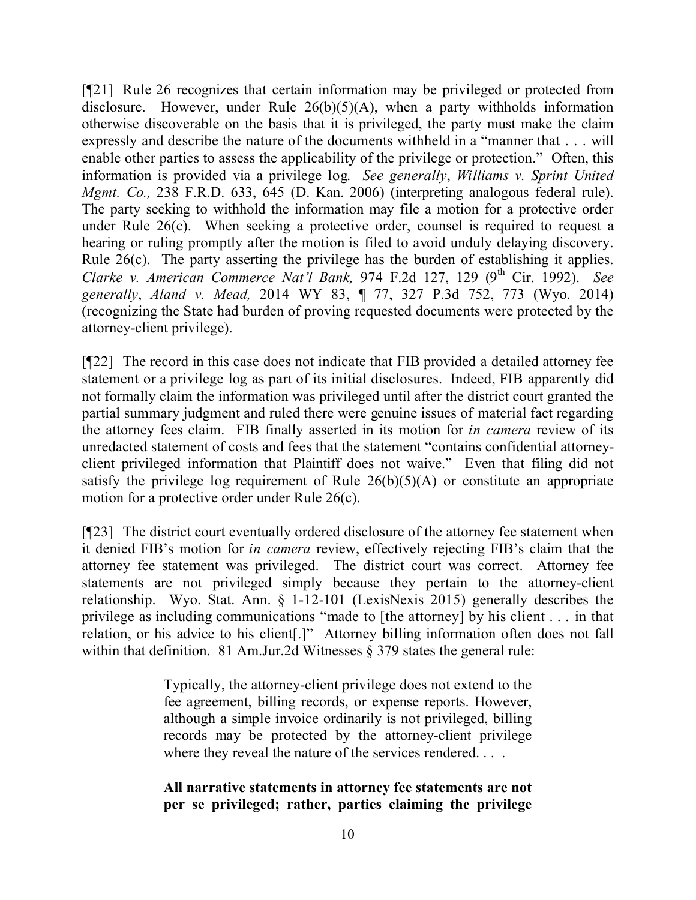[¶21] Rule 26 recognizes that certain information may be privileged or protected from disclosure. However, under Rule 26(b)(5)(A), when a party withholds information otherwise discoverable on the basis that it is privileged, the party must make the claim expressly and describe the nature of the documents withheld in a "manner that . . . will enable other parties to assess the applicability of the privilege or protection." Often, this information is provided via a privilege log. *See generally*, *Williams v. Sprint United Mgmt. Co.,* 238 F.R.D. 633, 645 (D. Kan. 2006) (interpreting analogous federal rule). The party seeking to withhold the information may file a motion for a protective order under Rule 26(c). When seeking a protective order, counsel is required to request a hearing or ruling promptly after the motion is filed to avoid unduly delaying discovery. Rule 26(c). The party asserting the privilege has the burden of establishing it applies. *Clarke v. American Commerce Nat'l Bank,* 974 F.2d 127, 129 (9th Cir. 1992). *See generally*, *Aland v. Mead,* 2014 WY 83, ¶ 77, 327 P.3d 752, 773 (Wyo. 2014) (recognizing the State had burden of proving requested documents were protected by the attorney-client privilege).

[¶22] The record in this case does not indicate that FIB provided a detailed attorney fee statement or a privilege log as part of its initial disclosures. Indeed, FIB apparently did not formally claim the information was privileged until after the district court granted the partial summary judgment and ruled there were genuine issues of material fact regarding the attorney fees claim. FIB finally asserted in its motion for *in camera* review of its unredacted statement of costs and fees that the statement "contains confidential attorney-client privileged information that Plaintiff does not waive." Even that filing did not satisfy the privilege log requirement of Rule 26(b)(5)(A) or constitute an appropriate motion for a protective order under Rule 26(c).

[¶23] The district court eventually ordered disclosure of the attorney fee statement when it denied FIB's motion for *in camera* review, effectively rejecting FIB's claim that the attorney fee statement was privileged. The district court was correct. Attorney fee statements are not privileged simply because they pertain to the attorney-client relationship. Wyo. Stat. Ann. § 1-12-101 (LexisNexis 2015) generally describes the privilege as including communications "made to [the attorney] by his client . . . in that relation, or his advice to his client[.]" Attorney billing information often does not fall within that definition. 81 Am.Jur.2d Witnesses § 379 states the general rule:

> Typically, the attorney-client privilege does not extend to the fee agreement, billing records, or expense reports. However, although a simple invoice ordinarily is not privileged, billing records may be protected by the attorney-client privilege where they reveal the nature of the services rendered. . . .
>
> **All narrative statements in attorney fee statements are not per se privileged; rather, parties claiming the privilege**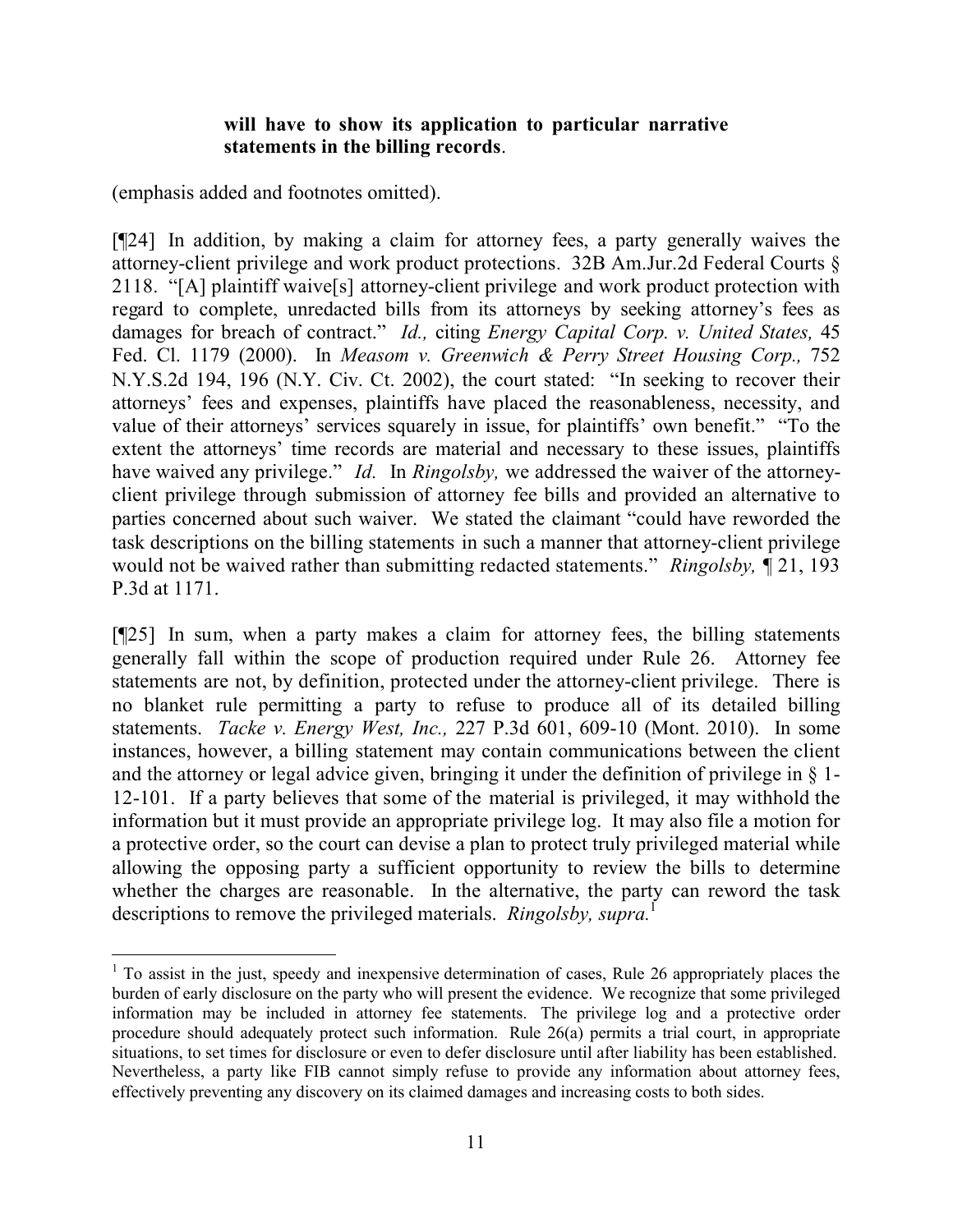**will have to show its application to particular narrative statements in the billing records**.

(emphasis added and footnotes omitted).

[¶24] In addition, by making a claim for attorney fees, a party generally waives the attorney-client privilege and work product protections. 32B Am.Jur.2d Federal Courts § 2118. "[A] plaintiff waive[s] attorney-client privilege and work product protection with regard to complete, unredacted bills from its attorneys by seeking attorney's fees as damages for breach of contract." *Id.,* citing *Energy Capital Corp. v. United States,* 45 Fed. Cl. 1179 (2000). In *Measom v. Greenwich & Perry Street Housing Corp.,* 752 N.Y.S.2d 194, 196 (N.Y. Civ. Ct. 2002), the court stated: "In seeking to recover their attorneys' fees and expenses, plaintiffs have placed the reasonableness, necessity, and value of their attorneys' services squarely in issue, for plaintiffs' own benefit." "To the extent the attorneys' time records are material and necessary to these issues, plaintiffs have waived any privilege." *Id.* In *Ringolsby,* we addressed the waiver of the attorney-client privilege through submission of attorney fee bills and provided an alternative to parties concerned about such waiver. We stated the claimant "could have reworded the task descriptions on the billing statements in such a manner that attorney-client privilege would not be waived rather than submitting redacted statements." *Ringolsby,* ¶ 21, 193 P.3d at 1171.

[¶25] In sum, when a party makes a claim for attorney fees, the billing statements generally fall within the scope of production required under Rule 26. Attorney fee statements are not, by definition, protected under the attorney-client privilege. There is no blanket rule permitting a party to refuse to produce all of its detailed billing statements. *Tacke v. Energy West, Inc.,* 227 P.3d 601, 609-10 (Mont. 2010). In some instances, however, a billing statement may contain communications between the client and the attorney or legal advice given, bringing it under the definition of privilege in § 1-12-101. If a party believes that some of the material is privileged, it may withhold the information but it must provide an appropriate privilege log. It may also file a motion for a protective order, so the court can devise a plan to protect truly privileged material while allowing the opposing party a sufficient opportunity to review the bills to determine whether the charges are reasonable. In the alternative, the party can reword the task descriptions to remove the privileged materials. *Ringolsby, supra.*[1]

---

[1] To assist in the just, speedy and inexpensive determination of cases, Rule 26 appropriately places the burden of early disclosure on the party who will present the evidence. We recognize that some privileged information may be included in attorney fee statements. The privilege log and a protective order procedure should adequately protect such information. Rule 26(a) permits a trial court, in appropriate situations, to set times for disclosure or even to defer disclosure until after liability has been established. Nevertheless, a party like FIB cannot simply refuse to provide any information about attorney fees, effectively preventing any discovery on its claimed damages and increasing costs to both sides.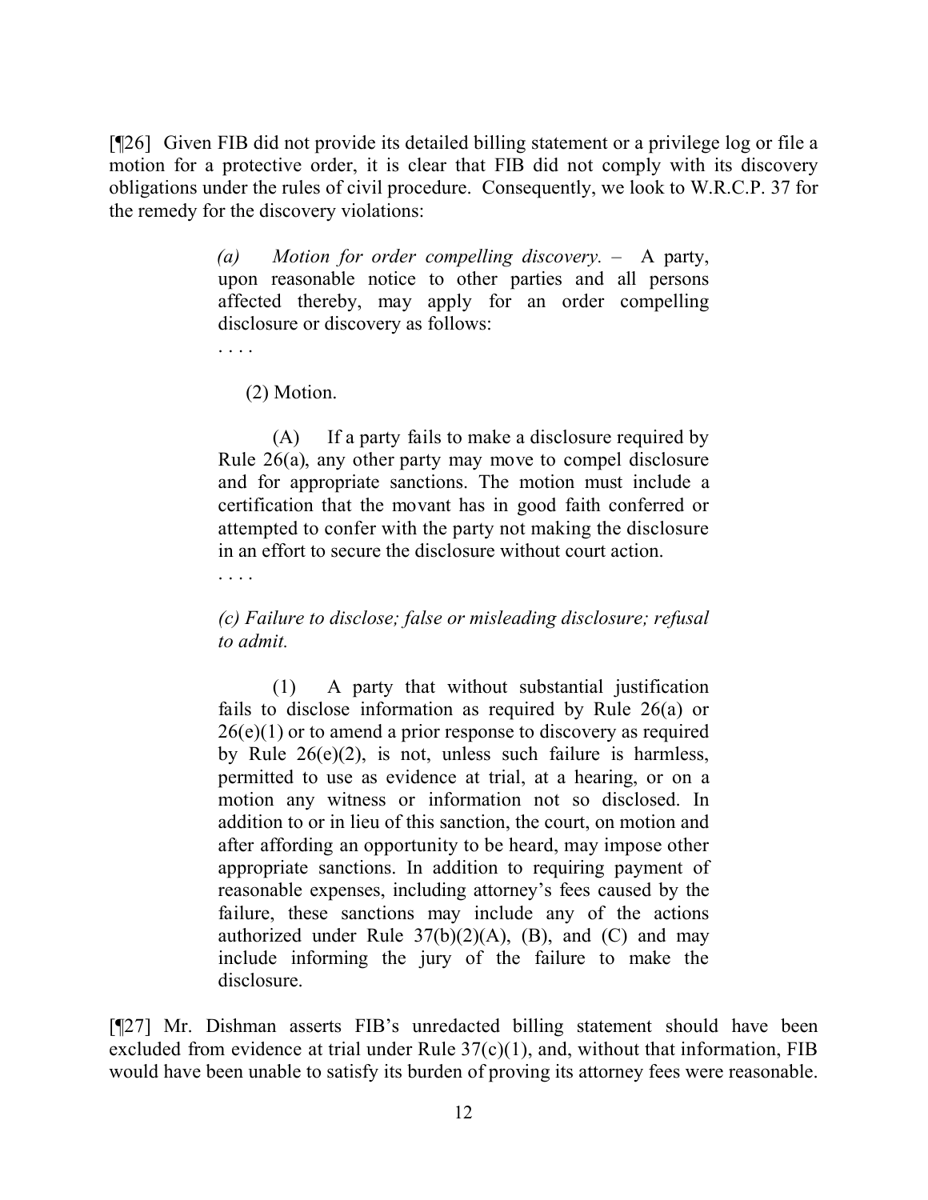[¶26] Given FIB did not provide its detailed billing statement or a privilege log or file a motion for a protective order, it is clear that FIB did not comply with its discovery obligations under the rules of civil procedure. Consequently, we look to W.R.C.P. 37 for the remedy for the discovery violations:

> *(a) Motion for order compelling discovery.* – A party, upon reasonable notice to other parties and all persons affected thereby, may apply for an order compelling disclosure or discovery as follows:
>
> . . . .
>
> (2) Motion.
>
> (A) If a party fails to make a disclosure required by Rule 26(a), any other party may move to compel disclosure and for appropriate sanctions. The motion must include a certification that the movant has in good faith conferred or attempted to confer with the party not making the disclosure in an effort to secure the disclosure without court action.
>
> . . . .
>
> *(c) Failure to disclose; false or misleading disclosure; refusal to admit.*
>
> (1) A party that without substantial justification fails to disclose information as required by Rule 26(a) or 26(e)(1) or to amend a prior response to discovery as required by Rule 26(e)(2), is not, unless such failure is harmless, permitted to use as evidence at trial, at a hearing, or on a motion any witness or information not so disclosed. In addition to or in lieu of this sanction, the court, on motion and after affording an opportunity to be heard, may impose other appropriate sanctions. In addition to requiring payment of reasonable expenses, including attorney's fees caused by the failure, these sanctions may include any of the actions authorized under Rule 37(b)(2)(A), (B), and (C) and may include informing the jury of the failure to make the disclosure.

[¶27] Mr. Dishman asserts FIB's unredacted billing statement should have been excluded from evidence at trial under Rule 37(c)(1), and, without that information, FIB would have been unable to satisfy its burden of proving its attorney fees were reasonable.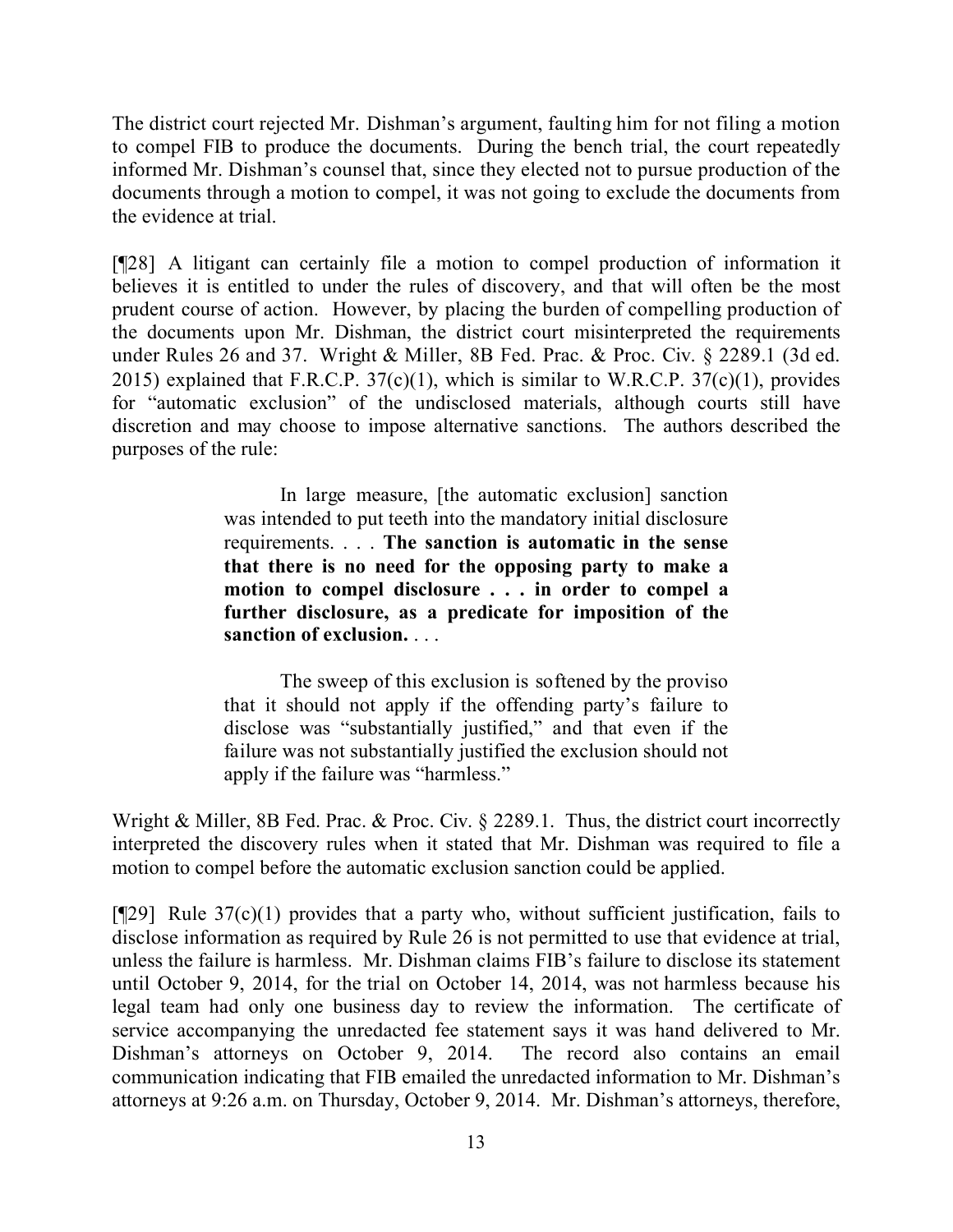The district court rejected Mr. Dishman's argument, faulting him for not filing a motion to compel FIB to produce the documents. During the bench trial, the court repeatedly informed Mr. Dishman's counsel that, since they elected not to pursue production of the documents through a motion to compel, it was not going to exclude the documents from the evidence at trial.

[¶28] A litigant can certainly file a motion to compel production of information it believes it is entitled to under the rules of discovery, and that will often be the most prudent course of action. However, by placing the burden of compelling production of the documents upon Mr. Dishman, the district court misinterpreted the requirements under Rules 26 and 37. Wright & Miller, 8B Fed. Prac. & Proc. Civ. § 2289.1 (3d ed. 2015) explained that F.R.C.P. 37(c)(1), which is similar to W.R.C.P. 37(c)(1), provides for "automatic exclusion" of the undisclosed materials, although courts still have discretion and may choose to impose alternative sanctions. The authors described the purposes of the rule:

> In large measure, [the automatic exclusion] sanction was intended to put teeth into the mandatory initial disclosure requirements. . . . **The sanction is automatic in the sense that there is no need for the opposing party to make a motion to compel disclosure . . . in order to compel a further disclosure, as a predicate for imposition of the sanction of exclusion.** . . .
>
> The sweep of this exclusion is softened by the proviso that it should not apply if the offending party's failure to disclose was "substantially justified," and that even if the failure was not substantially justified the exclusion should not apply if the failure was "harmless."

Wright & Miller, 8B Fed. Prac. & Proc. Civ. § 2289.1. Thus, the district court incorrectly interpreted the discovery rules when it stated that Mr. Dishman was required to file a motion to compel before the automatic exclusion sanction could be applied.

[¶29] Rule 37(c)(1) provides that a party who, without sufficient justification, fails to disclose information as required by Rule 26 is not permitted to use that evidence at trial, unless the failure is harmless. Mr. Dishman claims FIB's failure to disclose its statement until October 9, 2014, for the trial on October 14, 2014, was not harmless because his legal team had only one business day to review the information. The certificate of service accompanying the unredacted fee statement says it was hand delivered to Mr. Dishman's attorneys on October 9, 2014. The record also contains an email communication indicating that FIB emailed the unredacted information to Mr. Dishman's attorneys at 9:26 a.m. on Thursday, October 9, 2014. Mr. Dishman's attorneys, therefore,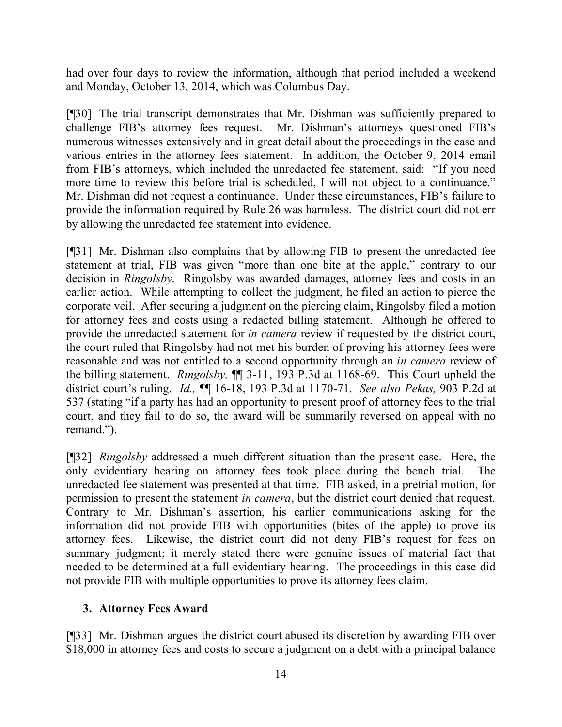had over four days to review the information, although that period included a weekend and Monday, October 13, 2014, which was Columbus Day.

[¶30] The trial transcript demonstrates that Mr. Dishman was sufficiently prepared to challenge FIB's attorney fees request. Mr. Dishman's attorneys questioned FIB's numerous witnesses extensively and in great detail about the proceedings in the case and various entries in the attorney fees statement. In addition, the October 9, 2014 email from FIB's attorneys, which included the unredacted fee statement, said: "If you need more time to review this before trial is scheduled, I will not object to a continuance." Mr. Dishman did not request a continuance. Under these circumstances, FIB's failure to provide the information required by Rule 26 was harmless. The district court did not err by allowing the unredacted fee statement into evidence.

[¶31] Mr. Dishman also complains that by allowing FIB to present the unredacted fee statement at trial, FIB was given "more than one bite at the apple," contrary to our decision in *Ringolsby*. Ringolsby was awarded damages, attorney fees and costs in an earlier action. While attempting to collect the judgment, he filed an action to pierce the corporate veil. After securing a judgment on the piercing claim, Ringolsby filed a motion for attorney fees and costs using a redacted billing statement. Although he offered to provide the unredacted statement for *in camera* review if requested by the district court, the court ruled that Ringolsby had not met his burden of proving his attorney fees were reasonable and was not entitled to a second opportunity through an *in camera* review of the billing statement. *Ringolsby,* ¶¶ 3-11, 193 P.3d at 1168-69. This Court upheld the district court's ruling. *Id.,* ¶¶ 16-18, 193 P.3d at 1170-71. *See also Pekas,* 903 P.2d at 537 (stating "if a party has had an opportunity to present proof of attorney fees to the trial court, and they fail to do so, the award will be summarily reversed on appeal with no remand.").

[¶32] *Ringolsby* addressed a much different situation than the present case. Here, the only evidentiary hearing on attorney fees took place during the bench trial. The unredacted fee statement was presented at that time. FIB asked, in a pretrial motion, for permission to present the statement *in camera*, but the district court denied that request. Contrary to Mr. Dishman's assertion, his earlier communications asking for the information did not provide FIB with opportunities (bites of the apple) to prove its attorney fees. Likewise, the district court did not deny FIB's request for fees on summary judgment; it merely stated there were genuine issues of material fact that needed to be determined at a full evidentiary hearing. The proceedings in this case did not provide FIB with multiple opportunities to prove its attorney fees claim.

### 3. Attorney Fees Award

[¶33] Mr. Dishman argues the district court abused its discretion by awarding FIB over $18,000 in attorney fees and costs to secure a judgment on a debt with a principal balance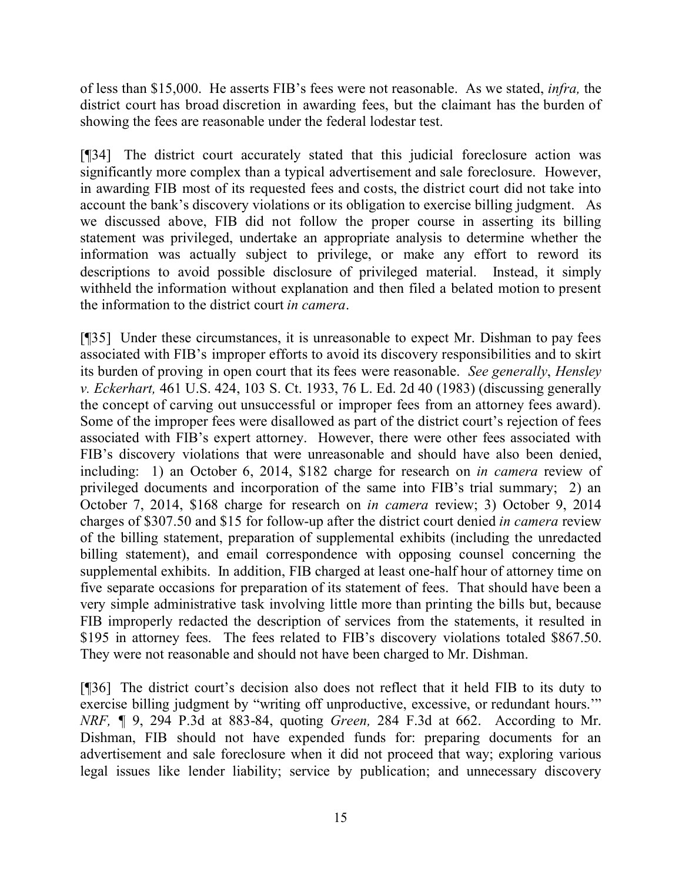of less than $15,000. He asserts FIB's fees were not reasonable. As we stated, *infra,* the district court has broad discretion in awarding fees, but the claimant has the burden of showing the fees are reasonable under the federal lodestar test.

[¶34] The district court accurately stated that this judicial foreclosure action was significantly more complex than a typical advertisement and sale foreclosure. However, in awarding FIB most of its requested fees and costs, the district court did not take into account the bank's discovery violations or its obligation to exercise billing judgment. As we discussed above, FIB did not follow the proper course in asserting its billing statement was privileged, undertake an appropriate analysis to determine whether the information was actually subject to privilege, or make any effort to reword its descriptions to avoid possible disclosure of privileged material. Instead, it simply withheld the information without explanation and then filed a belated motion to present the information to the district court *in camera*.

[¶35] Under these circumstances, it is unreasonable to expect Mr. Dishman to pay fees associated with FIB's improper efforts to avoid its discovery responsibilities and to skirt its burden of proving in open court that its fees were reasonable. *See generally*, *Hensley v. Eckerhart,* 461 U.S. 424, 103 S. Ct. 1933, 76 L. Ed. 2d 40 (1983) (discussing generally the concept of carving out unsuccessful or improper fees from an attorney fees award). Some of the improper fees were disallowed as part of the district court's rejection of fees associated with FIB's expert attorney. However, there were other fees associated with FIB's discovery violations that were unreasonable and should have also been denied, including: 1) an October 6, 2014, $182 charge for research on *in camera* review of privileged documents and incorporation of the same into FIB's trial summary; 2) an October 7, 2014, $168 charge for research on *in camera* review; 3) October 9, 2014 charges of $307.50 and $15 for follow-up after the district court denied *in camera* review of the billing statement, preparation of supplemental exhibits (including the unredacted billing statement), and email correspondence with opposing counsel concerning the supplemental exhibits. In addition, FIB charged at least one-half hour of attorney time on five separate occasions for preparation of its statement of fees. That should have been a very simple administrative task involving little more than printing the bills but, because FIB improperly redacted the description of services from the statements, it resulted in $195 in attorney fees. The fees related to FIB's discovery violations totaled $867.50. They were not reasonable and should not have been charged to Mr. Dishman.

[¶36] The district court's decision also does not reflect that it held FIB to its duty to exercise billing judgment by "writing off unproductive, excessive, or redundant hours.'" *NRF,* ¶ 9, 294 P.3d at 883-84, quoting *Green,* 284 F.3d at 662. According to Mr. Dishman, FIB should not have expended funds for: preparing documents for an advertisement and sale foreclosure when it did not proceed that way; exploring various legal issues like lender liability; service by publication; and unnecessary discovery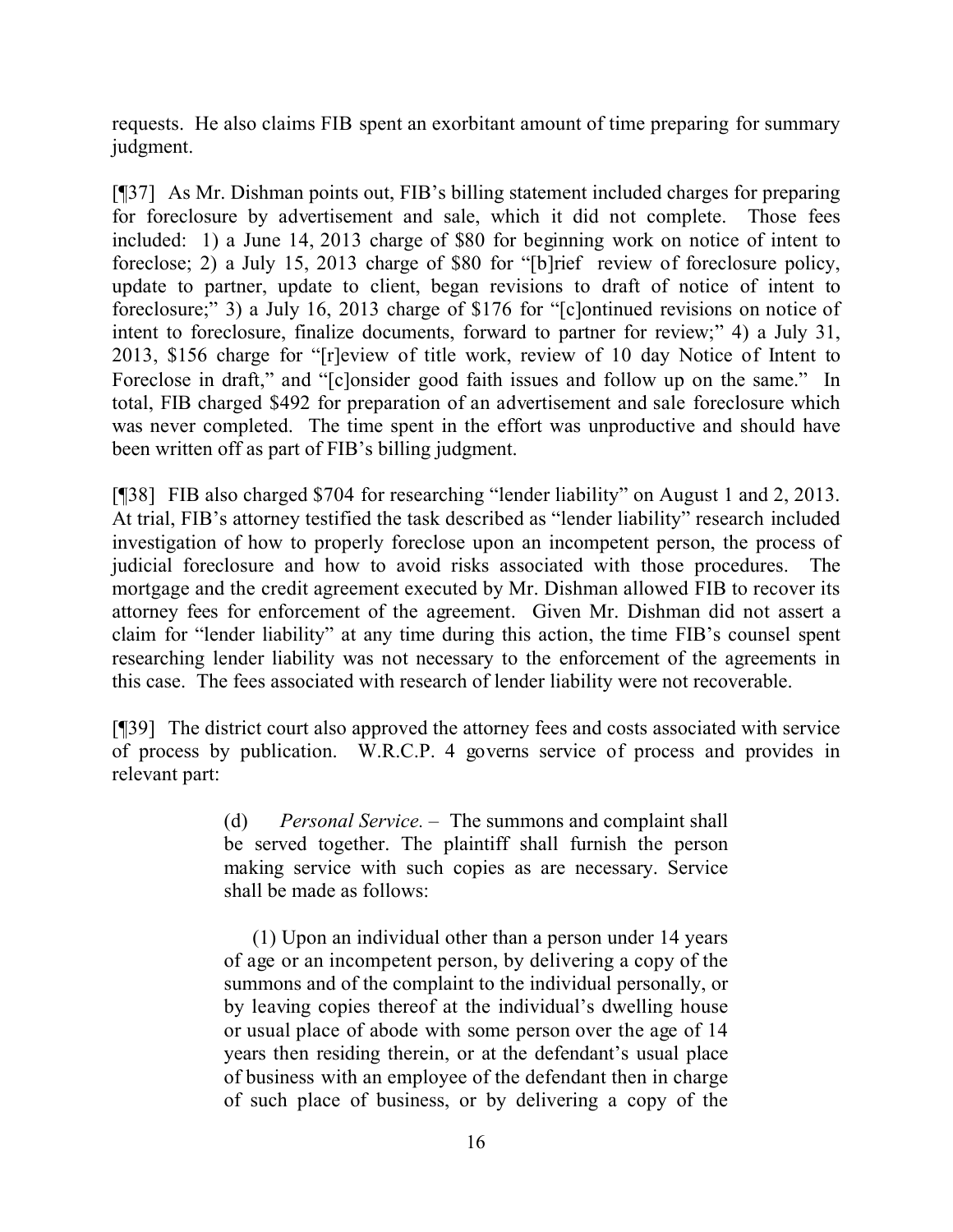requests. He also claims FIB spent an exorbitant amount of time preparing for summary judgment.

[¶37] As Mr. Dishman points out, FIB's billing statement included charges for preparing for foreclosure by advertisement and sale, which it did not complete. Those fees included: 1) a June 14, 2013 charge of $80 for beginning work on notice of intent to foreclose; 2) a July 15, 2013 charge of $80 for "[b]rief review of foreclosure policy, update to partner, update to client, began revisions to draft of notice of intent to foreclosure;" 3) a July 16, 2013 charge of $176 for "[c]ontinued revisions on notice of intent to foreclosure, finalize documents, forward to partner for review;" 4) a July 31, 2013, $156 charge for "[r]eview of title work, review of 10 day Notice of Intent to Foreclose in draft," and "[c]onsider good faith issues and follow up on the same." In total, FIB charged $492 for preparation of an advertisement and sale foreclosure which was never completed. The time spent in the effort was unproductive and should have been written off as part of FIB's billing judgment.

[¶38] FIB also charged $704 for researching "lender liability" on August 1 and 2, 2013. At trial, FIB's attorney testified the task described as "lender liability" research included investigation of how to properly foreclose upon an incompetent person, the process of judicial foreclosure and how to avoid risks associated with those procedures. The mortgage and the credit agreement executed by Mr. Dishman allowed FIB to recover its attorney fees for enforcement of the agreement. Given Mr. Dishman did not assert a claim for "lender liability" at any time during this action, the time FIB's counsel spent researching lender liability was not necessary to the enforcement of the agreements in this case. The fees associated with research of lender liability were not recoverable.

[¶39] The district court also approved the attorney fees and costs associated with service of process by publication. W.R.C.P. 4 governs service of process and provides in relevant part:

> (d) *Personal Service.* – The summons and complaint shall be served together. The plaintiff shall furnish the person making service with such copies as are necessary. Service shall be made as follows:
>
> (1) Upon an individual other than a person under 14 years of age or an incompetent person, by delivering a copy of the summons and of the complaint to the individual personally, or by leaving copies thereof at the individual's dwelling house or usual place of abode with some person over the age of 14 years then residing therein, or at the defendant's usual place of business with an employee of the defendant then in charge of such place of business, or by delivering a copy of the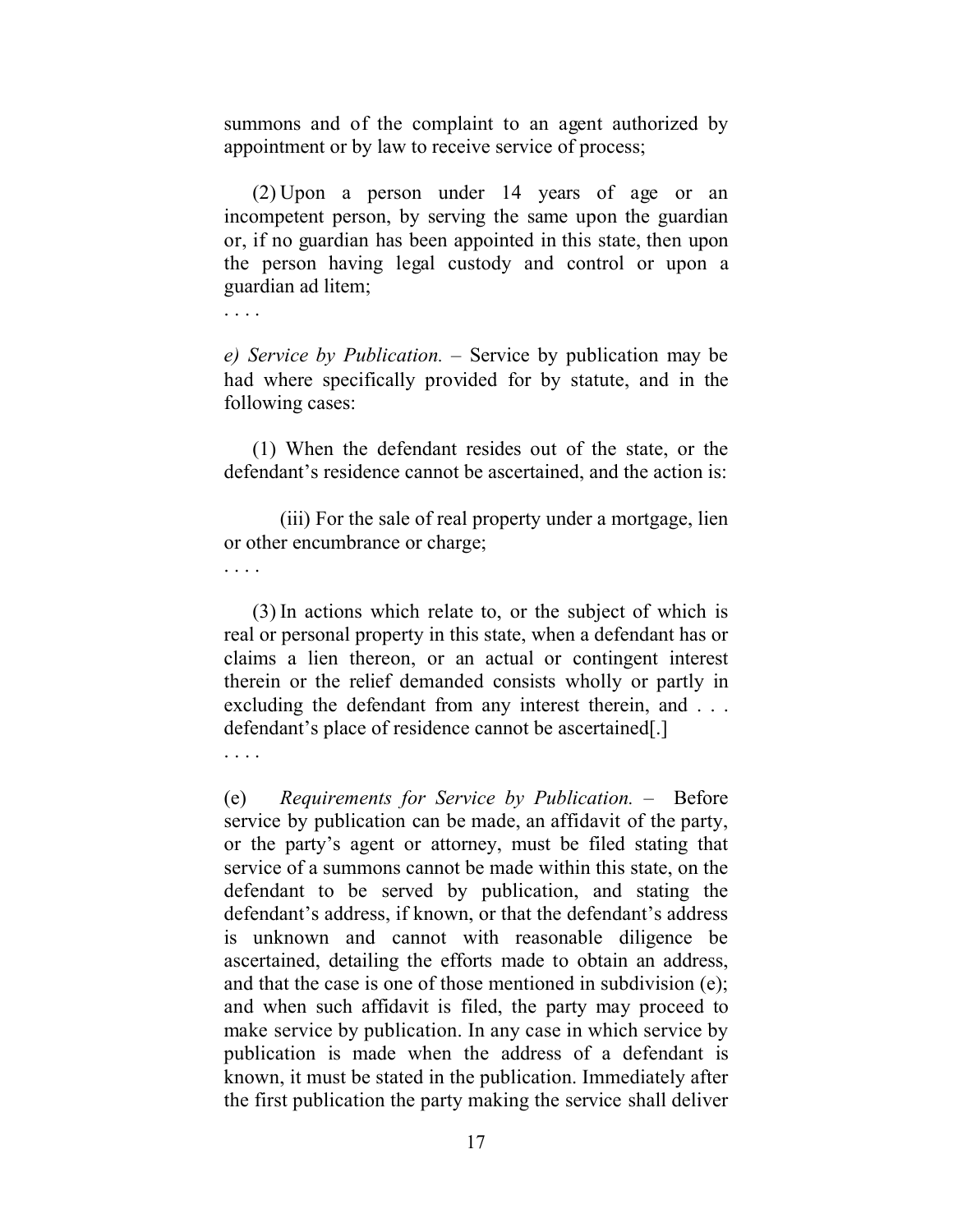summons and of the complaint to an agent authorized by appointment or by law to receive service of process;

(2) Upon a person under 14 years of age or an incompetent person, by serving the same upon the guardian or, if no guardian has been appointed in this state, then upon the person having legal custody and control or upon a guardian ad litem;

. . . .

*e) Service by Publication.* – Service by publication may be had where specifically provided for by statute, and in the following cases:

(1) When the defendant resides out of the state, or the defendant's residence cannot be ascertained, and the action is:

(iii) For the sale of real property under a mortgage, lien or other encumbrance or charge;

. . . .

(3) In actions which relate to, or the subject of which is real or personal property in this state, when a defendant has or claims a lien thereon, or an actual or contingent interest therein or the relief demanded consists wholly or partly in excluding the defendant from any interest therein, and . . . defendant's place of residence cannot be ascertained[.]

. . . .

(e) *Requirements for Service by Publication.* – Before service by publication can be made, an affidavit of the party, or the party's agent or attorney, must be filed stating that service of a summons cannot be made within this state, on the defendant to be served by publication, and stating the defendant's address, if known, or that the defendant's address is unknown and cannot with reasonable diligence be ascertained, detailing the efforts made to obtain an address, and that the case is one of those mentioned in subdivision (e); and when such affidavit is filed, the party may proceed to make service by publication. In any case in which service by publication is made when the address of a defendant is known, it must be stated in the publication. Immediately after the first publication the party making the service shall deliver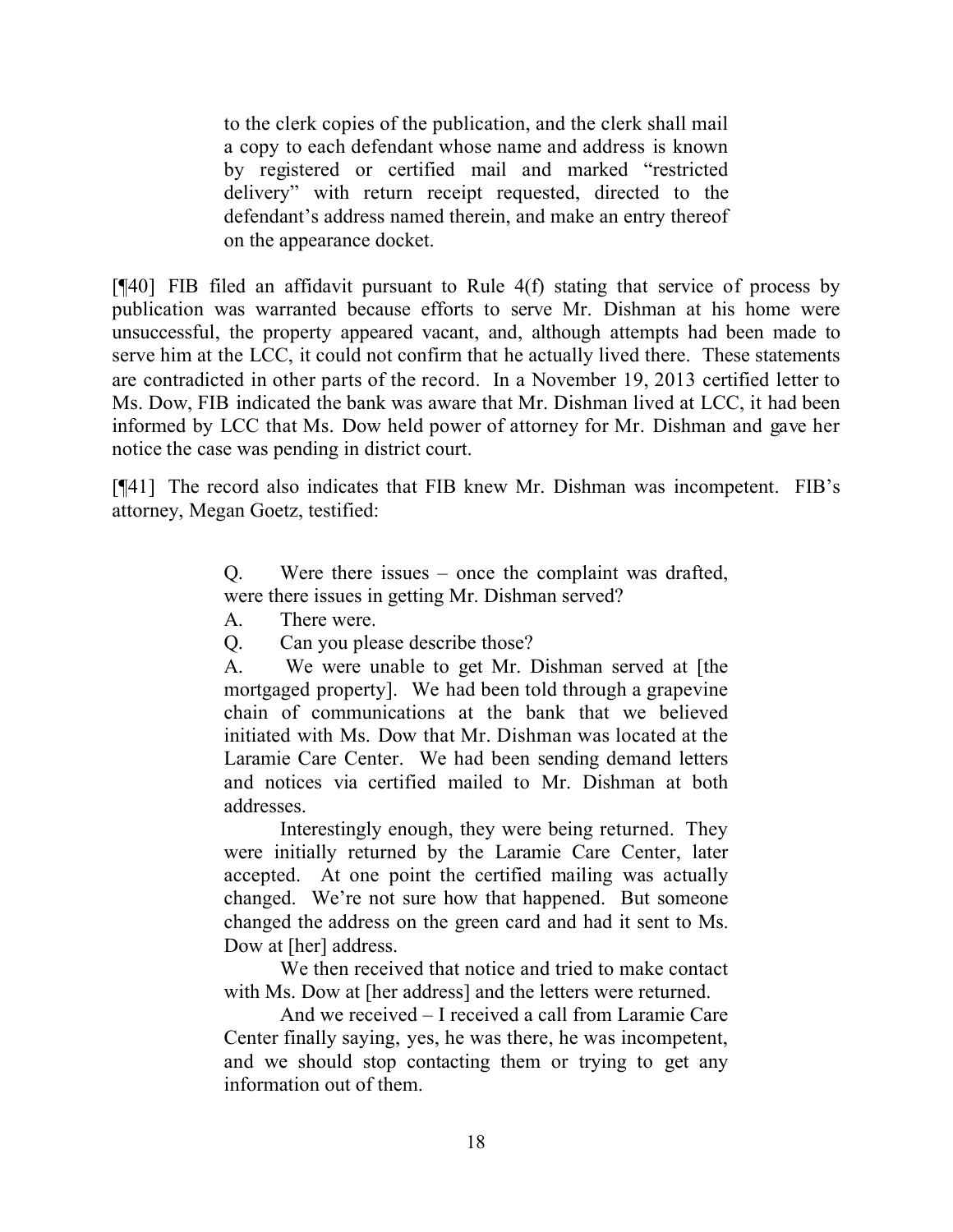> to the clerk copies of the publication, and the clerk shall mail a copy to each defendant whose name and address is known by registered or certified mail and marked "restricted delivery" with return receipt requested, directed to the defendant's address named therein, and make an entry thereof on the appearance docket.

[¶40] FIB filed an affidavit pursuant to Rule 4(f) stating that service of process by publication was warranted because efforts to serve Mr. Dishman at his home were unsuccessful, the property appeared vacant, and, although attempts had been made to serve him at the LCC, it could not confirm that he actually lived there. These statements are contradicted in other parts of the record. In a November 19, 2013 certified letter to Ms. Dow, FIB indicated the bank was aware that Mr. Dishman lived at LCC, it had been informed by LCC that Ms. Dow held power of attorney for Mr. Dishman and gave her notice the case was pending in district court.

[¶41] The record also indicates that FIB knew Mr. Dishman was incompetent. FIB's attorney, Megan Goetz, testified:

> Q. Were there issues – once the complaint was drafted, were there issues in getting Mr. Dishman served?
>
> A. There were.
>
> Q. Can you please describe those?
>
> A. We were unable to get Mr. Dishman served at [the mortgaged property]. We had been told through a grapevine chain of communications at the bank that we believed initiated with Ms. Dow that Mr. Dishman was located at the Laramie Care Center. We had been sending demand letters and notices via certified mailed to Mr. Dishman at both addresses.
>
> Interestingly enough, they were being returned. They were initially returned by the Laramie Care Center, later accepted. At one point the certified mailing was actually changed. We're not sure how that happened. But someone changed the address on the green card and had it sent to Ms. Dow at [her] address.
>
> We then received that notice and tried to make contact with Ms. Dow at [her address] and the letters were returned.
>
> And we received – I received a call from Laramie Care Center finally saying, yes, he was there, he was incompetent, and we should stop contacting them or trying to get any information out of them.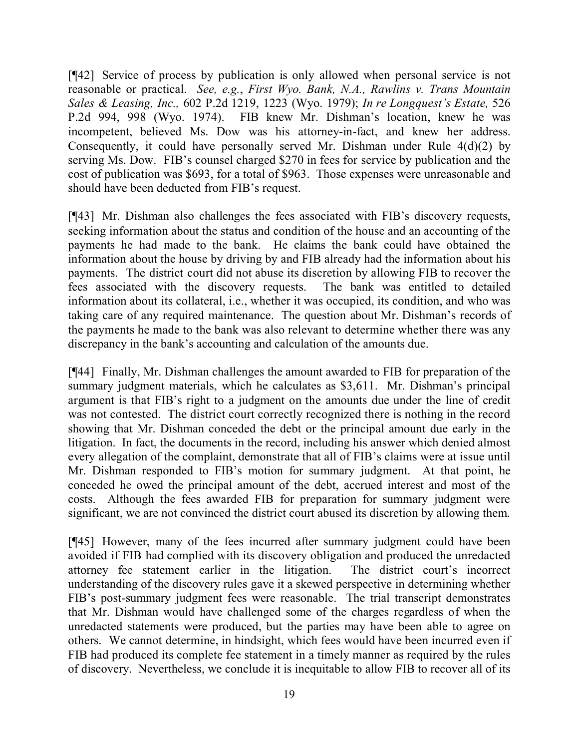[¶42] Service of process by publication is only allowed when personal service is not reasonable or practical. *See, e.g.*, *First Wyo. Bank, N.A., Rawlins v. Trans Mountain Sales & Leasing, Inc.,* 602 P.2d 1219, 1223 (Wyo. 1979); *In re Longquest's Estate,* 526 P.2d 994, 998 (Wyo. 1974). FIB knew Mr. Dishman's location, knew he was incompetent, believed Ms. Dow was his attorney-in-fact, and knew her address. Consequently, it could have personally served Mr. Dishman under Rule 4(d)(2) by serving Ms. Dow. FIB's counsel charged $270 in fees for service by publication and the cost of publication was $693, for a total of $963. Those expenses were unreasonable and should have been deducted from FIB's request.

[¶43] Mr. Dishman also challenges the fees associated with FIB's discovery requests, seeking information about the status and condition of the house and an accounting of the payments he had made to the bank. He claims the bank could have obtained the information about the house by driving by and FIB already had the information about his payments. The district court did not abuse its discretion by allowing FIB to recover the fees associated with the discovery requests. The bank was entitled to detailed information about its collateral, i.e., whether it was occupied, its condition, and who was taking care of any required maintenance. The question about Mr. Dishman's records of the payments he made to the bank was also relevant to determine whether there was any discrepancy in the bank's accounting and calculation of the amounts due.

[¶44] Finally, Mr. Dishman challenges the amount awarded to FIB for preparation of the summary judgment materials, which he calculates as $3,611. Mr. Dishman's principal argument is that FIB's right to a judgment on the amounts due under the line of credit was not contested. The district court correctly recognized there is nothing in the record showing that Mr. Dishman conceded the debt or the principal amount due early in the litigation. In fact, the documents in the record, including his answer which denied almost every allegation of the complaint, demonstrate that all of FIB's claims were at issue until Mr. Dishman responded to FIB's motion for summary judgment. At that point, he conceded he owed the principal amount of the debt, accrued interest and most of the costs. Although the fees awarded FIB for preparation for summary judgment were significant, we are not convinced the district court abused its discretion by allowing them.

[¶45] However, many of the fees incurred after summary judgment could have been avoided if FIB had complied with its discovery obligation and produced the unredacted attorney fee statement earlier in the litigation. The district court's incorrect understanding of the discovery rules gave it a skewed perspective in determining whether FIB's post-summary judgment fees were reasonable. The trial transcript demonstrates that Mr. Dishman would have challenged some of the charges regardless of when the unredacted statements were produced, but the parties may have been able to agree on others. We cannot determine, in hindsight, which fees would have been incurred even if FIB had produced its complete fee statement in a timely manner as required by the rules of discovery. Nevertheless, we conclude it is inequitable to allow FIB to recover all of its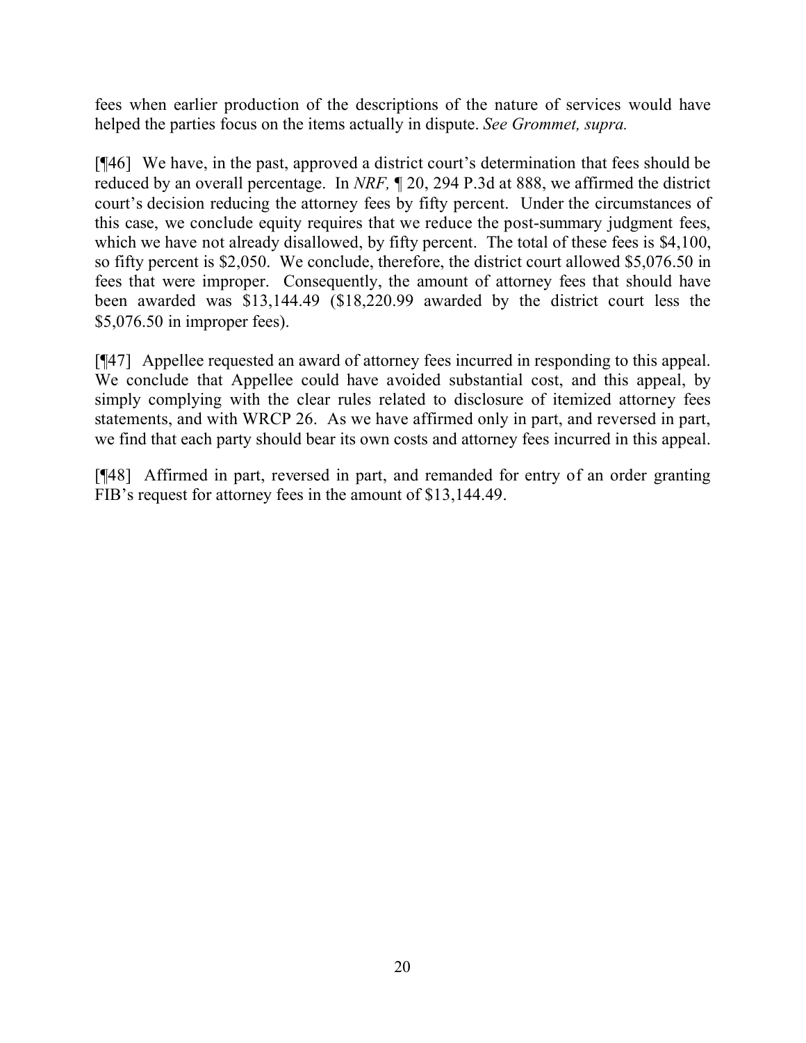fees when earlier production of the descriptions of the nature of services would have helped the parties focus on the items actually in dispute. *See Grommet, supra.*

[¶46] We have, in the past, approved a district court's determination that fees should be reduced by an overall percentage. In *NRF,* ¶ 20, 294 P.3d at 888, we affirmed the district court's decision reducing the attorney fees by fifty percent. Under the circumstances of this case, we conclude equity requires that we reduce the post-summary judgment fees, which we have not already disallowed, by fifty percent. The total of these fees is $4,100, so fifty percent is $2,050. We conclude, therefore, the district court allowed $5,076.50 in fees that were improper. Consequently, the amount of attorney fees that should have been awarded was $13,144.49 ($18,220.99 awarded by the district court less the $5,076.50 in improper fees).

[¶47] Appellee requested an award of attorney fees incurred in responding to this appeal. We conclude that Appellee could have avoided substantial cost, and this appeal, by simply complying with the clear rules related to disclosure of itemized attorney fees statements, and with WRCP 26. As we have affirmed only in part, and reversed in part, we find that each party should bear its own costs and attorney fees incurred in this appeal.

[¶48] Affirmed in part, reversed in part, and remanded for entry of an order granting FIB's request for attorney fees in the amount of $13,144.49.